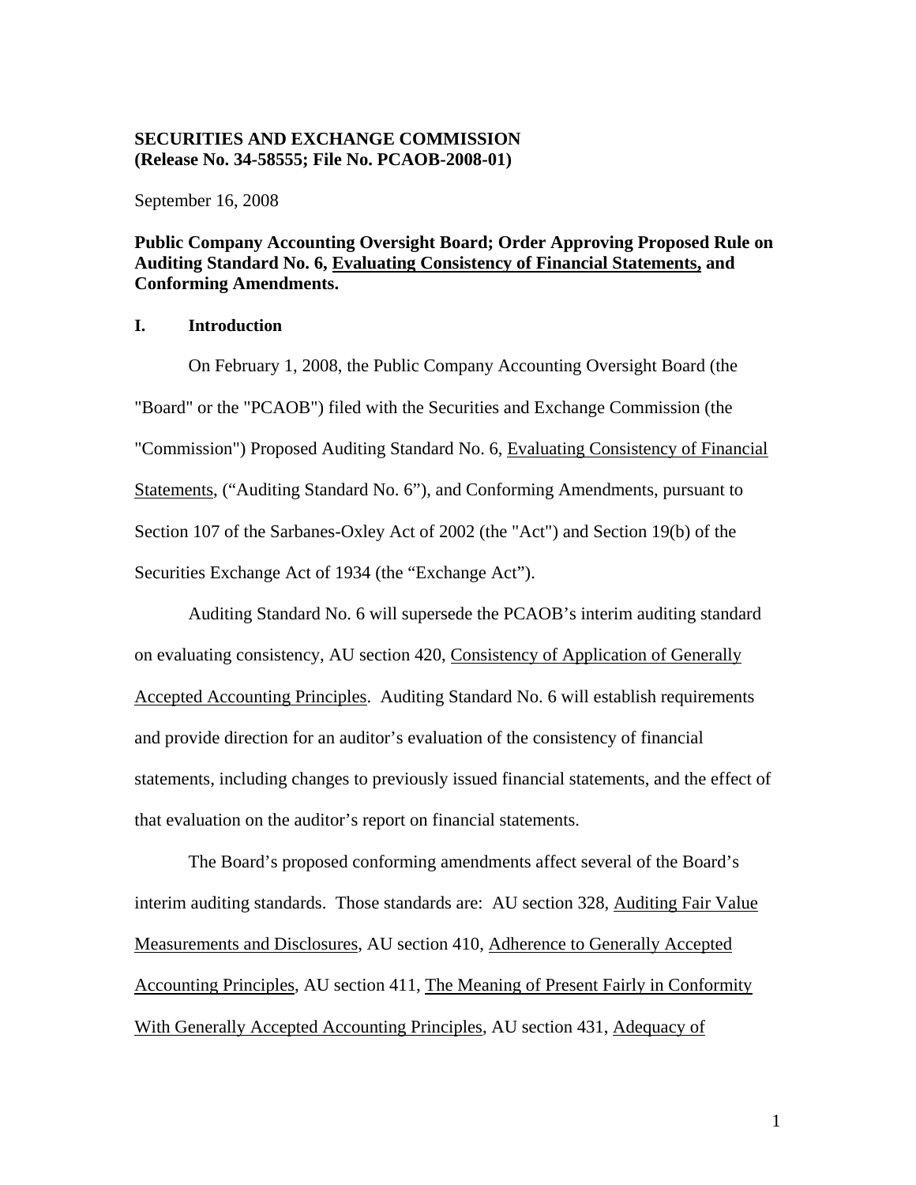**SECURITIES AND EXCHANGE COMMISSION**
**(Release No. 34-58555; File No. PCAOB-2008-01)**

September 16, 2008

**Public Company Accounting Oversight Board; Order Approving Proposed Rule on Auditing Standard No. 6, Evaluating Consistency of Financial Statements, and Conforming Amendments.**

## I. Introduction

On February 1, 2008, the Public Company Accounting Oversight Board (the "Board" or the "PCAOB") filed with the Securities and Exchange Commission (the "Commission") Proposed Auditing Standard No. 6, Evaluating Consistency of Financial Statements, ("Auditing Standard No. 6"), and Conforming Amendments, pursuant to Section 107 of the Sarbanes-Oxley Act of 2002 (the "Act") and Section 19(b) of the Securities Exchange Act of 1934 (the "Exchange Act").

Auditing Standard No. 6 will supersede the PCAOB's interim auditing standard on evaluating consistency, AU section 420, Consistency of Application of Generally Accepted Accounting Principles. Auditing Standard No. 6 will establish requirements and provide direction for an auditor's evaluation of the consistency of financial statements, including changes to previously issued financial statements, and the effect of that evaluation on the auditor's report on financial statements.

The Board's proposed conforming amendments affect several of the Board's interim auditing standards. Those standards are: AU section 328, Auditing Fair Value Measurements and Disclosures, AU section 410, Adherence to Generally Accepted Accounting Principles, AU section 411, The Meaning of Present Fairly in Conformity With Generally Accepted Accounting Principles, AU section 431, Adequacy of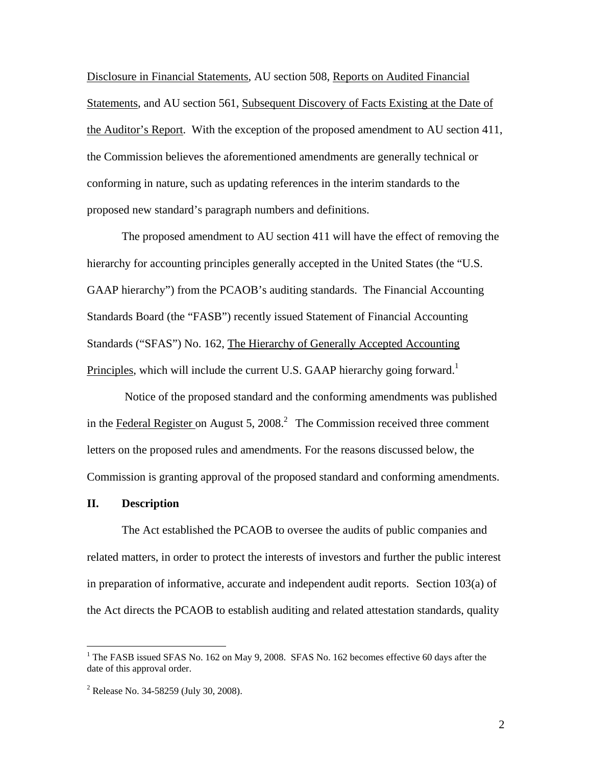Disclosure in Financial Statements, AU section 508, Reports on Audited Financial Statements, and AU section 561, Subsequent Discovery of Facts Existing at the Date of the Auditor's Report. With the exception of the proposed amendment to AU section 411, the Commission believes the aforementioned amendments are generally technical or conforming in nature, such as updating references in the interim standards to the proposed new standard's paragraph numbers and definitions.

The proposed amendment to AU section 411 will have the effect of removing the hierarchy for accounting principles generally accepted in the United States (the "U.S. GAAP hierarchy") from the PCAOB's auditing standards. The Financial Accounting Standards Board (the "FASB") recently issued Statement of Financial Accounting Standards ("SFAS") No. 162, The Hierarchy of Generally Accepted Accounting Principles, which will include the current U.S. GAAP hierarchy going forward.[1]

Notice of the proposed standard and the conforming amendments was published in the Federal Register on August 5, 2008.[2] The Commission received three comment letters on the proposed rules and amendments. For the reasons discussed below, the Commission is granting approval of the proposed standard and conforming amendments.

## II. Description

The Act established the PCAOB to oversee the audits of public companies and related matters, in order to protect the interests of investors and further the public interest in preparation of informative, accurate and independent audit reports. Section 103(a) of the Act directs the PCAOB to establish auditing and related attestation standards, quality

---

[1] The FASB issued SFAS No. 162 on May 9, 2008. SFAS No. 162 becomes effective 60 days after the date of this approval order.

[2] Release No. 34-58259 (July 30, 2008).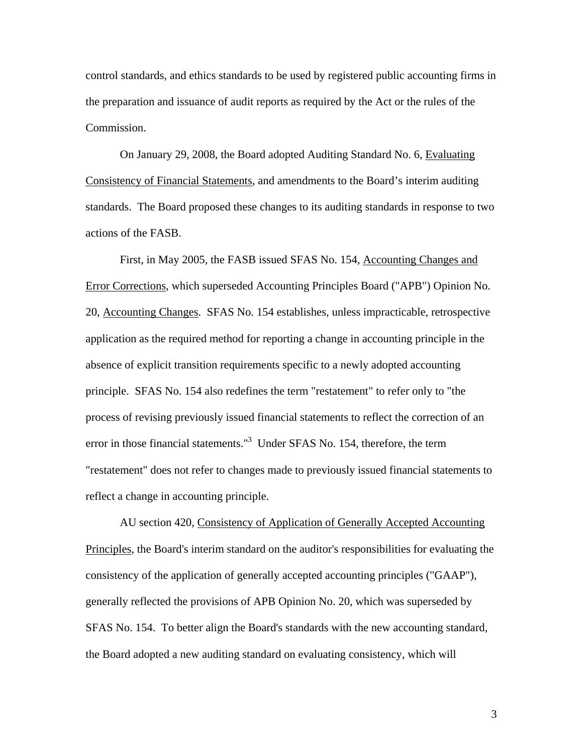control standards, and ethics standards to be used by registered public accounting firms in the preparation and issuance of audit reports as required by the Act or the rules of the Commission.

On January 29, 2008, the Board adopted Auditing Standard No. 6, Evaluating Consistency of Financial Statements, and amendments to the Board's interim auditing standards. The Board proposed these changes to its auditing standards in response to two actions of the FASB.

First, in May 2005, the FASB issued SFAS No. 154, Accounting Changes and Error Corrections, which superseded Accounting Principles Board ("APB") Opinion No. 20, Accounting Changes. SFAS No. 154 establishes, unless impracticable, retrospective application as the required method for reporting a change in accounting principle in the absence of explicit transition requirements specific to a newly adopted accounting principle. SFAS No. 154 also redefines the term "restatement" to refer only to "the process of revising previously issued financial statements to reflect the correction of an error in those financial statements."[3] Under SFAS No. 154, therefore, the term "restatement" does not refer to changes made to previously issued financial statements to reflect a change in accounting principle.

AU section 420, Consistency of Application of Generally Accepted Accounting Principles, the Board's interim standard on the auditor's responsibilities for evaluating the consistency of the application of generally accepted accounting principles ("GAAP"), generally reflected the provisions of APB Opinion No. 20, which was superseded by SFAS No. 154. To better align the Board's standards with the new accounting standard, the Board adopted a new auditing standard on evaluating consistency, which will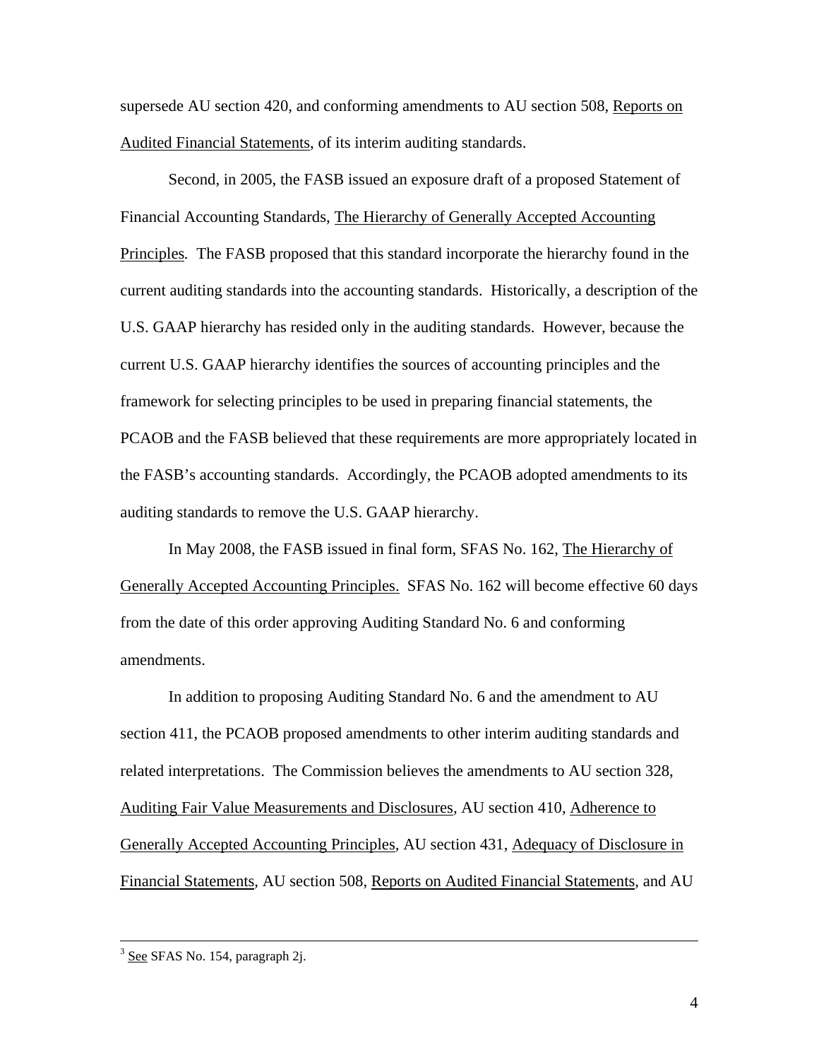supersede AU section 420, and conforming amendments to AU section 508, Reports on Audited Financial Statements, of its interim auditing standards.

Second, in 2005, the FASB issued an exposure draft of a proposed Statement of Financial Accounting Standards, The Hierarchy of Generally Accepted Accounting Principles. The FASB proposed that this standard incorporate the hierarchy found in the current auditing standards into the accounting standards. Historically, a description of the U.S. GAAP hierarchy has resided only in the auditing standards. However, because the current U.S. GAAP hierarchy identifies the sources of accounting principles and the framework for selecting principles to be used in preparing financial statements, the PCAOB and the FASB believed that these requirements are more appropriately located in the FASB's accounting standards. Accordingly, the PCAOB adopted amendments to its auditing standards to remove the U.S. GAAP hierarchy.

In May 2008, the FASB issued in final form, SFAS No. 162, The Hierarchy of Generally Accepted Accounting Principles. SFAS No. 162 will become effective 60 days from the date of this order approving Auditing Standard No. 6 and conforming amendments.

In addition to proposing Auditing Standard No. 6 and the amendment to AU section 411, the PCAOB proposed amendments to other interim auditing standards and related interpretations. The Commission believes the amendments to AU section 328, Auditing Fair Value Measurements and Disclosures, AU section 410, Adherence to Generally Accepted Accounting Principles, AU section 431, Adequacy of Disclosure in Financial Statements, AU section 508, Reports on Audited Financial Statements, and AU

---

[3] See SFAS No. 154, paragraph 2j.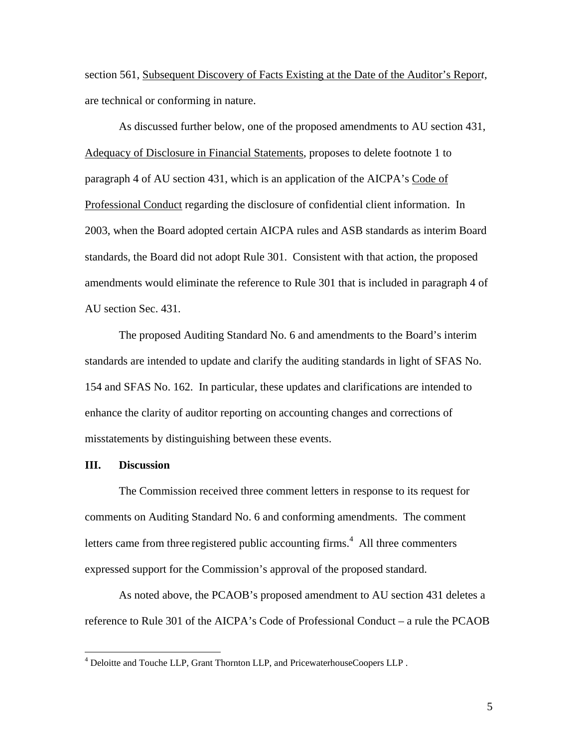section 561, Subsequent Discovery of Facts Existing at the Date of the Auditor's Report, are technical or conforming in nature.

As discussed further below, one of the proposed amendments to AU section 431, Adequacy of Disclosure in Financial Statements, proposes to delete footnote 1 to paragraph 4 of AU section 431, which is an application of the AICPA's Code of Professional Conduct regarding the disclosure of confidential client information. In 2003, when the Board adopted certain AICPA rules and ASB standards as interim Board standards, the Board did not adopt Rule 301. Consistent with that action, the proposed amendments would eliminate the reference to Rule 301 that is included in paragraph 4 of AU section Sec. 431.

The proposed Auditing Standard No. 6 and amendments to the Board's interim standards are intended to update and clarify the auditing standards in light of SFAS No. 154 and SFAS No. 162. In particular, these updates and clarifications are intended to enhance the clarity of auditor reporting on accounting changes and corrections of misstatements by distinguishing between these events.

## III. Discussion

The Commission received three comment letters in response to its request for comments on Auditing Standard No. 6 and conforming amendments. The comment letters came from three registered public accounting firms.[4] All three commenters expressed support for the Commission's approval of the proposed standard.

As noted above, the PCAOB's proposed amendment to AU section 431 deletes a reference to Rule 301 of the AICPA's Code of Professional Conduct – a rule the PCAOB

[4] Deloitte and Touche LLP, Grant Thornton LLP, and PricewaterhouseCoopers LLP .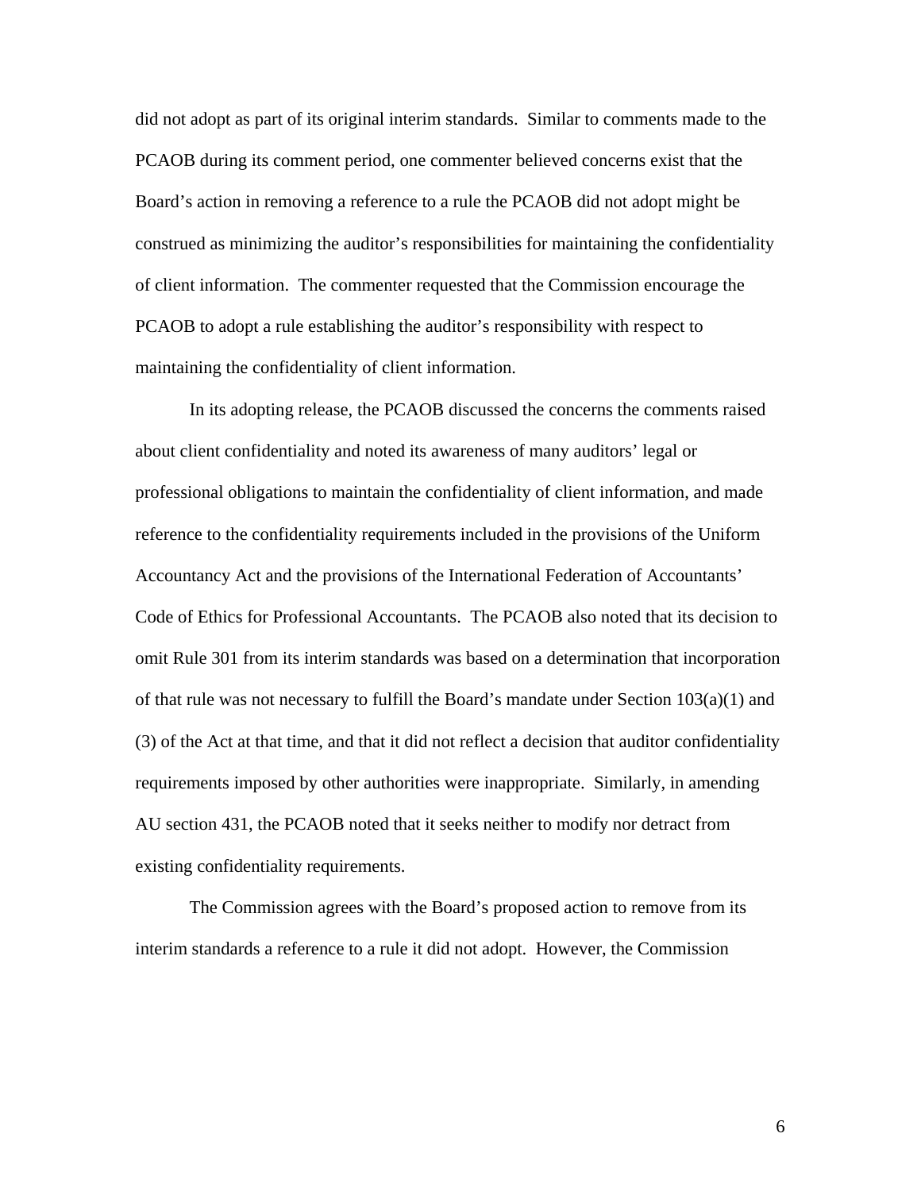did not adopt as part of its original interim standards. Similar to comments made to the PCAOB during its comment period, one commenter believed concerns exist that the Board's action in removing a reference to a rule the PCAOB did not adopt might be construed as minimizing the auditor's responsibilities for maintaining the confidentiality of client information. The commenter requested that the Commission encourage the PCAOB to adopt a rule establishing the auditor's responsibility with respect to maintaining the confidentiality of client information.

In its adopting release, the PCAOB discussed the concerns the comments raised about client confidentiality and noted its awareness of many auditors' legal or professional obligations to maintain the confidentiality of client information, and made reference to the confidentiality requirements included in the provisions of the Uniform Accountancy Act and the provisions of the International Federation of Accountants' Code of Ethics for Professional Accountants. The PCAOB also noted that its decision to omit Rule 301 from its interim standards was based on a determination that incorporation of that rule was not necessary to fulfill the Board's mandate under Section 103(a)(1) and (3) of the Act at that time, and that it did not reflect a decision that auditor confidentiality requirements imposed by other authorities were inappropriate. Similarly, in amending AU section 431, the PCAOB noted that it seeks neither to modify nor detract from existing confidentiality requirements.

The Commission agrees with the Board's proposed action to remove from its interim standards a reference to a rule it did not adopt. However, the Commission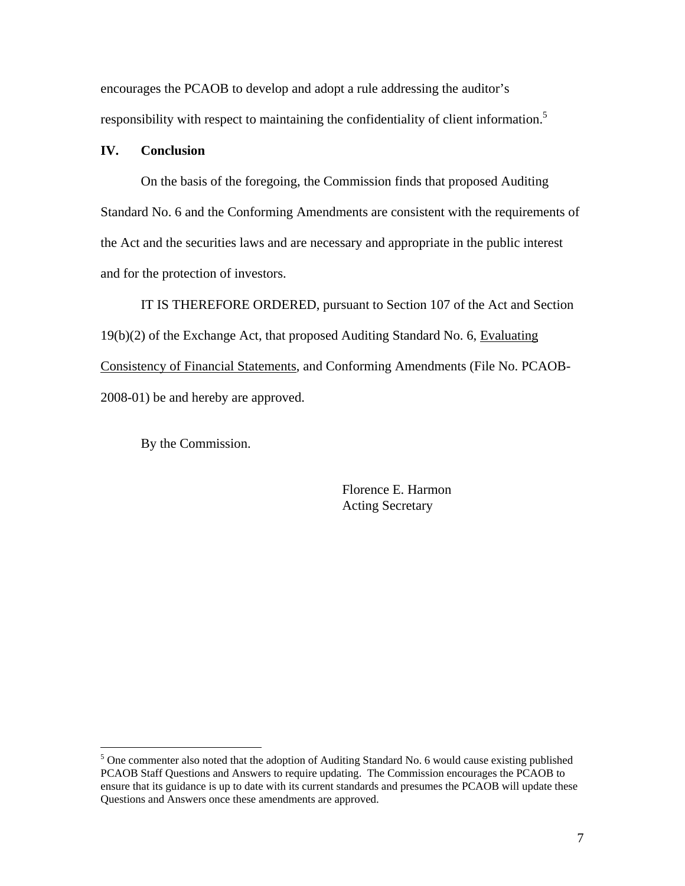encourages the PCAOB to develop and adopt a rule addressing the auditor's responsibility with respect to maintaining the confidentiality of client information.[5]

## IV. Conclusion

On the basis of the foregoing, the Commission finds that proposed Auditing Standard No. 6 and the Conforming Amendments are consistent with the requirements of the Act and the securities laws and are necessary and appropriate in the public interest and for the protection of investors.

IT IS THEREFORE ORDERED, pursuant to Section 107 of the Act and Section 19(b)(2) of the Exchange Act, that proposed Auditing Standard No. 6, Evaluating Consistency of Financial Statements, and Conforming Amendments (File No. PCAOB-2008-01) be and hereby are approved.

By the Commission.

Florence E. Harmon
Acting Secretary

---

[5] One commenter also noted that the adoption of Auditing Standard No. 6 would cause existing published PCAOB Staff Questions and Answers to require updating. The Commission encourages the PCAOB to ensure that its guidance is up to date with its current standards and presumes the PCAOB will update these Questions and Answers once these amendments are approved.